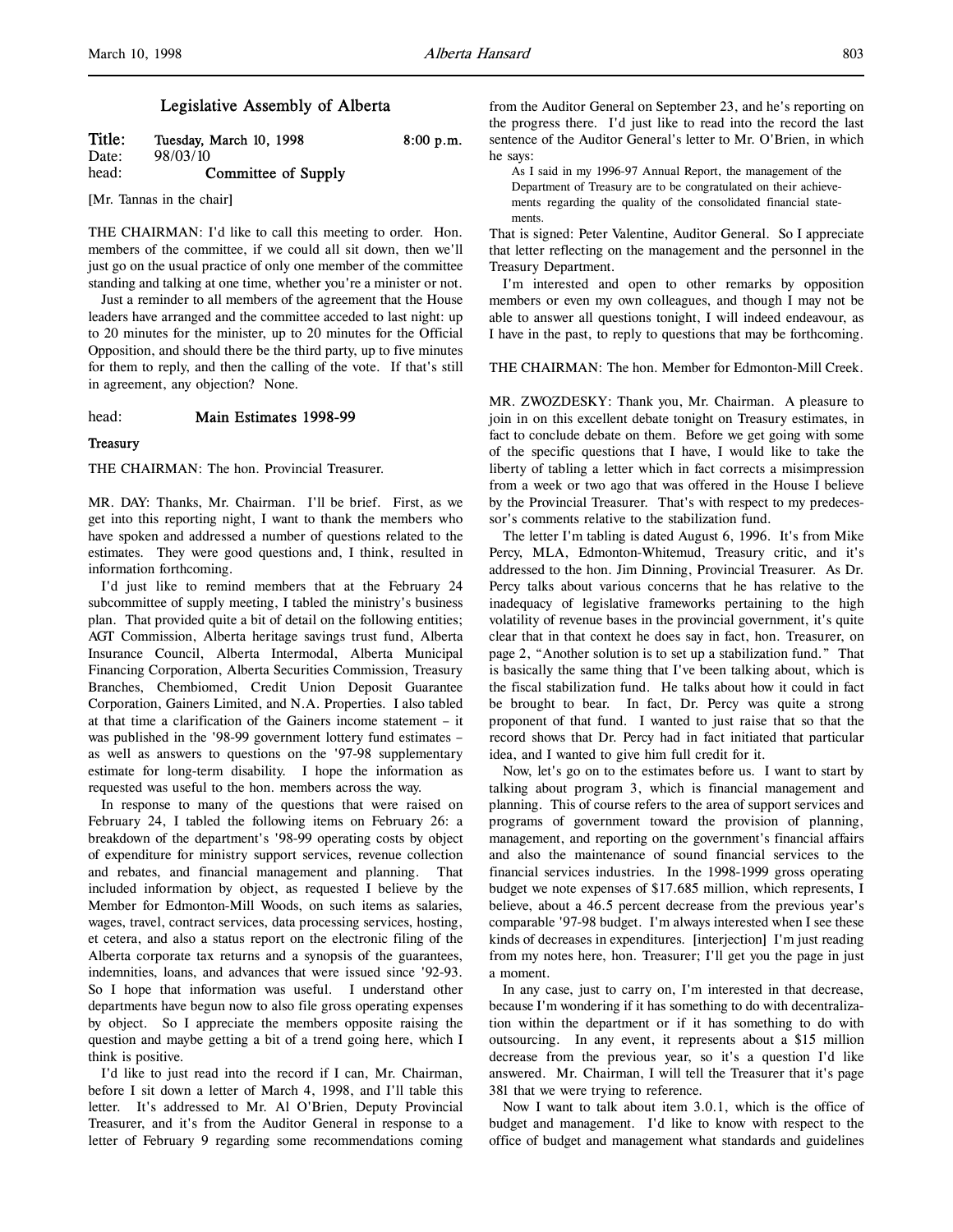# Legislative Assembly of Alberta

**Title: Tuesday, March 10, 1998 8:00 p.m.**
Date: 98/03/10
head: **Committee of Supply**

[Mr. Tannas in the chair]

THE CHAIRMAN: I'd like to call this meeting to order. Hon. members of the committee, if we could all sit down, then we'll just go on the usual practice of only one member of the committee standing and talking at one time, whether you're a minister or not.

Just a reminder to all members of the agreement that the House leaders have arranged and the committee acceded to last night: up to 20 minutes for the minister, up to 20 minutes for the Official Opposition, and should there be the third party, up to five minutes for them to reply, and then the calling of the vote. If that's still in agreement, any objection? None.

head: **Main Estimates 1998-99**

**Treasury**

THE CHAIRMAN: The hon. Provincial Treasurer.

MR. DAY: Thanks, Mr. Chairman. I'll be brief. First, as we get into this reporting night, I want to thank the members who have spoken and addressed a number of questions related to the estimates. They were good questions and, I think, resulted in information forthcoming.

I'd just like to remind members that at the February 24 subcommittee of supply meeting, I tabled the ministry's business plan. That provided quite a bit of detail on the following entities; AGT Commission, Alberta heritage savings trust fund, Alberta Insurance Council, Alberta Intermodal, Alberta Municipal Financing Corporation, Alberta Securities Commission, Treasury Branches, Chembiomed, Credit Union Deposit Guarantee Corporation, Gainers Limited, and N.A. Properties. I also tabled at that time a clarification of the Gainers income statement – it was published in the '98-99 government lottery fund estimates – as well as answers to questions on the '97-98 supplementary estimate for long-term disability. I hope the information as requested was useful to the hon. members across the way.

In response to many of the questions that were raised on February 24, I tabled the following items on February 26: a breakdown of the department's '98-99 operating costs by object of expenditure for ministry support services, revenue collection and rebates, and financial management and planning. That included information by object, as requested I believe by the Member for Edmonton-Mill Woods, on such items as salaries, wages, travel, contract services, data processing services, hosting, et cetera, and also a status report on the electronic filing of the Alberta corporate tax returns and a synopsis of the guarantees, indemnities, loans, and advances that were issued since '92-93. So I hope that information was useful. I understand other departments have begun now to also file gross operating expenses by object. So I appreciate the members opposite raising the question and maybe getting a bit of a trend going here, which I think is positive.

I'd like to just read into the record if I can, Mr. Chairman, before I sit down a letter of March 4, 1998, and I'll table this letter. It's addressed to Mr. Al O'Brien, Deputy Provincial Treasurer, and it's from the Auditor General in response to a letter of February 9 regarding some recommendations coming from the Auditor General on September 23, and he's reporting on the progress there. I'd just like to read into the record the last sentence of the Auditor General's letter to Mr. O'Brien, in which he says:

> As I said in my 1996-97 Annual Report, the management of the Department of Treasury are to be congratulated on their achievements regarding the quality of the consolidated financial statements.

That is signed: Peter Valentine, Auditor General. So I appreciate that letter reflecting on the management and the personnel in the Treasury Department.

I'm interested and open to other remarks by opposition members or even my own colleagues, and though I may not be able to answer all questions tonight, I will indeed endeavour, as I have in the past, to reply to questions that may be forthcoming.

THE CHAIRMAN: The hon. Member for Edmonton-Mill Creek.

MR. ZWOZDESKY: Thank you, Mr. Chairman. A pleasure to join in on this excellent debate tonight on Treasury estimates, in fact to conclude debate on them. Before we get going with some of the specific questions that I have, I would like to take the liberty of tabling a letter which in fact corrects a misimpression from a week or two ago that was offered in the House I believe by the Provincial Treasurer. That's with respect to my predecessor's comments relative to the stabilization fund.

The letter I'm tabling is dated August 6, 1996. It's from Mike Percy, MLA, Edmonton-Whitemud, Treasury critic, and it's addressed to the hon. Jim Dinning, Provincial Treasurer. As Dr. Percy talks about various concerns that he has relative to the inadequacy of legislative frameworks pertaining to the high volatility of revenue bases in the provincial government, it's quite clear that in that context he does say in fact, hon. Treasurer, on page 2, "Another solution is to set up a stabilization fund." That is basically the same thing that I've been talking about, which is the fiscal stabilization fund. He talks about how it could in fact be brought to bear. In fact, Dr. Percy was quite a strong proponent of that fund. I wanted to just raise that so that the record shows that Dr. Percy had in fact initiated that particular idea, and I wanted to give him full credit for it.

Now, let's go on to the estimates before us. I want to start by talking about program 3, which is financial management and planning. This of course refers to the area of support services and programs of government toward the provision of planning, management, and reporting on the government's financial affairs and also the maintenance of sound financial services to the financial services industries. In the 1998-1999 gross operating budget we note expenses of $17.685 million, which represents, I believe, about a 46.5 percent decrease from the previous year's comparable '97-98 budget. I'm always interested when I see these kinds of decreases in expenditures. [interjection] I'm just reading from my notes here, hon. Treasurer; I'll get you the page in just a moment.

In any case, just to carry on, I'm interested in that decrease, because I'm wondering if it has something to do with decentralization within the department or if it has something to do with outsourcing. In any event, it represents about a $15 million decrease from the previous year, so it's a question I'd like answered. Mr. Chairman, I will tell the Treasurer that it's page 381 that we were trying to reference.

Now I want to talk about item 3.0.1, which is the office of budget and management. I'd like to know with respect to the office of budget and management what standards and guidelines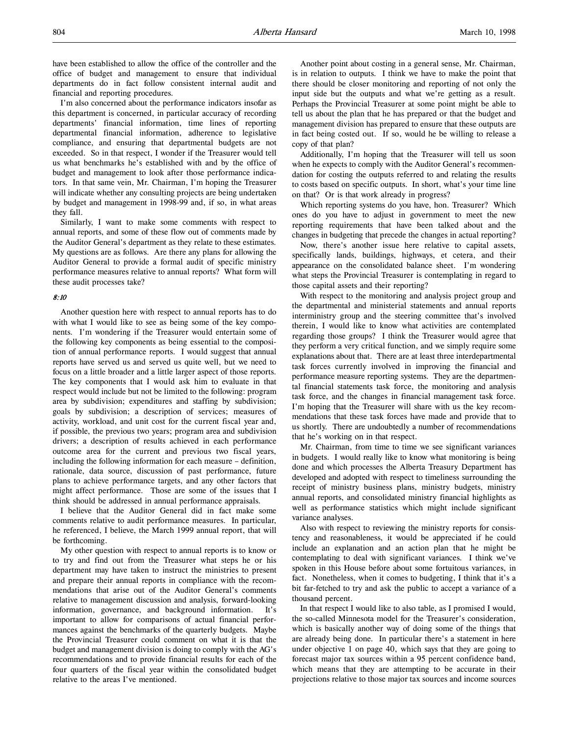have been established to allow the office of the controller and the office of budget and management to ensure that individual departments do in fact follow consistent internal audit and financial and reporting procedures.

I'm also concerned about the performance indicators insofar as this department is concerned, in particular accuracy of recording departments' financial information, time lines of reporting departmental financial information, adherence to legislative compliance, and ensuring that departmental budgets are not exceeded. So in that respect, I wonder if the Treasurer would tell us what benchmarks he's established with and by the office of budget and management to look after those performance indicators. In that same vein, Mr. Chairman, I'm hoping the Treasurer will indicate whether any consulting projects are being undertaken by budget and management in 1998-99 and, if so, in what areas they fall.

Similarly, I want to make some comments with respect to annual reports, and some of these flow out of comments made by the Auditor General's department as they relate to these estimates. My questions are as follows. Are there any plans for allowing the Auditor General to provide a formal audit of specific ministry performance measures relative to annual reports? What form will these audit processes take?

*8:10*

Another question here with respect to annual reports has to do with what I would like to see as being some of the key components. I'm wondering if the Treasurer would entertain some of the following key components as being essential to the composition of annual performance reports. I would suggest that annual reports have served us and served us quite well, but we need to focus on a little broader and a little larger aspect of those reports. The key components that I would ask him to evaluate in that respect would include but not be limited to the following: program area by subdivision; expenditures and staffing by subdivision; goals by subdivision; a description of services; measures of activity, workload, and unit cost for the current fiscal year and, if possible, the previous two years; program area and subdivision drivers; a description of results achieved in each performance outcome area for the current and previous two fiscal years, including the following information for each measure – definition, rationale, data source, discussion of past performance, future plans to achieve performance targets, and any other factors that might affect performance. Those are some of the issues that I think should be addressed in annual performance appraisals.

I believe that the Auditor General did in fact make some comments relative to audit performance measures. In particular, he referenced, I believe, the March 1999 annual report, that will be forthcoming.

My other question with respect to annual reports is to know or to try and find out from the Treasurer what steps he or his department may have taken to instruct the ministries to present and prepare their annual reports in compliance with the recommendations that arise out of the Auditor General's comments relative to management discussion and analysis, forward-looking information, governance, and background information. It's important to allow for comparisons of actual financial performances against the benchmarks of the quarterly budgets. Maybe the Provincial Treasurer could comment on what it is that the budget and management division is doing to comply with the AG's recommendations and to provide financial results for each of the four quarters of the fiscal year within the consolidated budget relative to the areas I've mentioned.

Another point about costing in a general sense, Mr. Chairman, is in relation to outputs. I think we have to make the point that there should be closer monitoring and reporting of not only the input side but the outputs and what we're getting as a result. Perhaps the Provincial Treasurer at some point might be able to tell us about the plan that he has prepared or that the budget and management division has prepared to ensure that these outputs are in fact being costed out. If so, would he be willing to release a copy of that plan?

Additionally, I'm hoping that the Treasurer will tell us soon when he expects to comply with the Auditor General's recommendation for costing the outputs referred to and relating the results to costs based on specific outputs. In short, what's your time line on that? Or is that work already in progress?

Which reporting systems do you have, hon. Treasurer? Which ones do you have to adjust in government to meet the new reporting requirements that have been talked about and the changes in budgeting that precede the changes in actual reporting?

Now, there's another issue here relative to capital assets, specifically lands, buildings, highways, et cetera, and their appearance on the consolidated balance sheet. I'm wondering what steps the Provincial Treasurer is contemplating in regard to those capital assets and their reporting?

With respect to the monitoring and analysis project group and the departmental and ministerial statements and annual reports interministry group and the steering committee that's involved therein, I would like to know what activities are contemplated regarding those groups? I think the Treasurer would agree that they perform a very critical function, and we simply require some explanations about that. There are at least three interdepartmental task forces currently involved in improving the financial and performance measure reporting systems. They are the departmental financial statements task force, the monitoring and analysis task force, and the changes in financial management task force. I'm hoping that the Treasurer will share with us the key recommendations that these task forces have made and provide that to us shortly. There are undoubtedly a number of recommendations that he's working on in that respect.

Mr. Chairman, from time to time we see significant variances in budgets. I would really like to know what monitoring is being done and which processes the Alberta Treasury Department has developed and adopted with respect to timeliness surrounding the receipt of ministry business plans, ministry budgets, ministry annual reports, and consolidated ministry financial highlights as well as performance statistics which might include significant variance analyses.

Also with respect to reviewing the ministry reports for consistency and reasonableness, it would be appreciated if he could include an explanation and an action plan that he might be contemplating to deal with significant variances. I think we've spoken in this House before about some fortuitous variances, in fact. Nonetheless, when it comes to budgeting, I think that it's a bit far-fetched to try and ask the public to accept a variance of a thousand percent.

In that respect I would like to also table, as I promised I would, the so-called Minnesota model for the Treasurer's consideration, which is basically another way of doing some of the things that are already being done. In particular there's a statement in here under objective 1 on page 40, which says that they are going to forecast major tax sources within a 95 percent confidence band, which means that they are attempting to be accurate in their projections relative to those major tax sources and income sources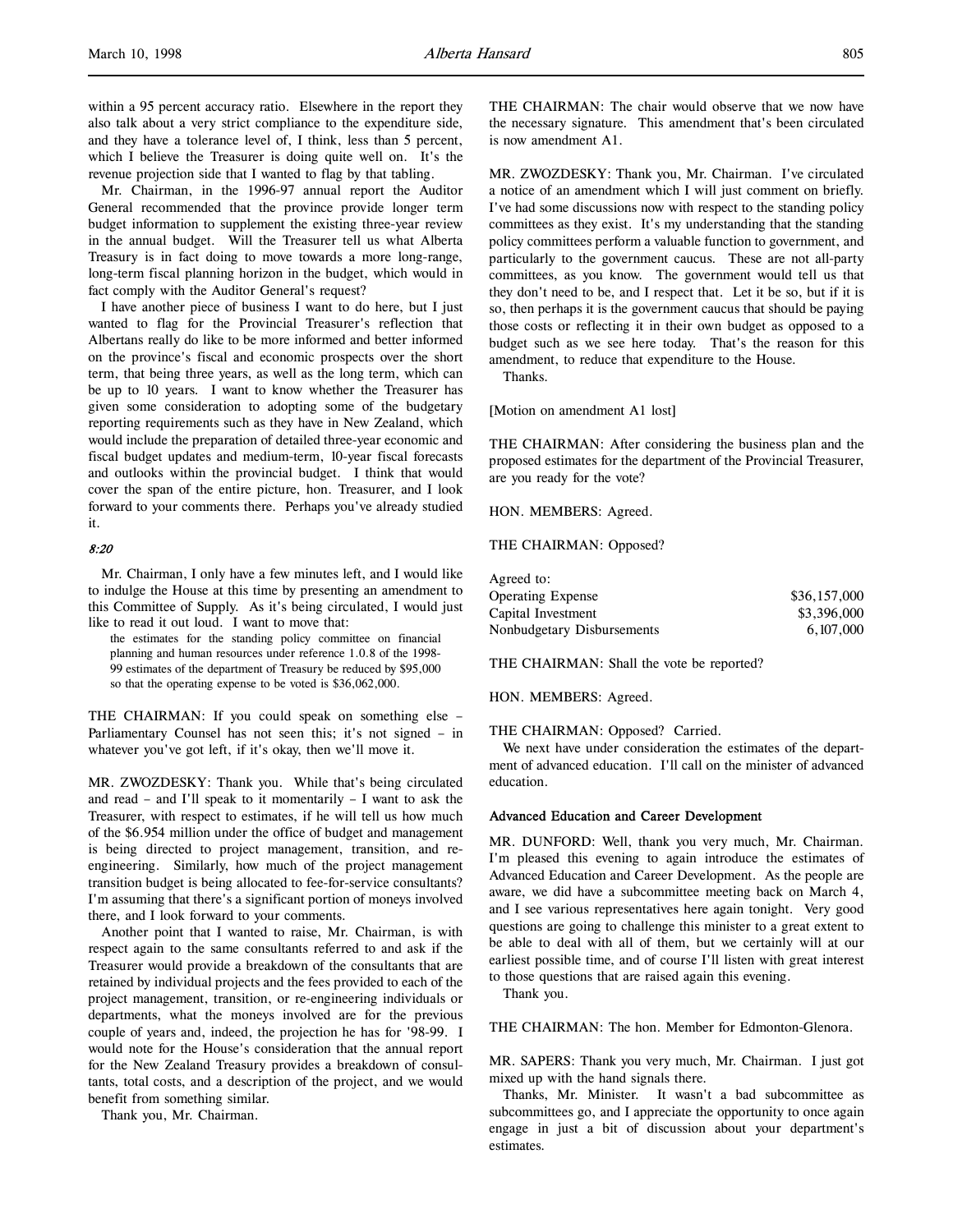within a 95 percent accuracy ratio. Elsewhere in the report they also talk about a very strict compliance to the expenditure side, and they have a tolerance level of, I think, less than 5 percent, which I believe the Treasurer is doing quite well on. It's the revenue projection side that I wanted to flag by that tabling.

Mr. Chairman, in the 1996-97 annual report the Auditor General recommended that the province provide longer term budget information to supplement the existing three-year review in the annual budget. Will the Treasurer tell us what Alberta Treasury is in fact doing to move towards a more long-range, long-term fiscal planning horizon in the budget, which would in fact comply with the Auditor General's request?

I have another piece of business I want to do here, but I just wanted to flag for the Provincial Treasurer's reflection that Albertans really do like to be more informed and better informed on the province's fiscal and economic prospects over the short term, that being three years, as well as the long term, which can be up to 10 years. I want to know whether the Treasurer has given some consideration to adopting some of the budgetary reporting requirements such as they have in New Zealand, which would include the preparation of detailed three-year economic and fiscal budget updates and medium-term, 10-year fiscal forecasts and outlooks within the provincial budget. I think that would cover the span of the entire picture, hon. Treasurer, and I look forward to your comments there. Perhaps you've already studied it.

*8:20*

Mr. Chairman, I only have a few minutes left, and I would like to indulge the House at this time by presenting an amendment to this Committee of Supply. As it's being circulated, I would just like to read it out loud. I want to move that:

> the estimates for the standing policy committee on financial planning and human resources under reference 1.0.8 of the 1998-99 estimates of the department of Treasury be reduced by $95,000 so that the operating expense to be voted is $36,062,000.

THE CHAIRMAN: If you could speak on something else – Parliamentary Counsel has not seen this; it's not signed – in whatever you've got left, if it's okay, then we'll move it.

MR. ZWOZDESKY: Thank you. While that's being circulated and read – and I'll speak to it momentarily – I want to ask the Treasurer, with respect to estimates, if he will tell us how much of the $6.954 million under the office of budget and management is being directed to project management, transition, and re-engineering. Similarly, how much of the project management transition budget is being allocated to fee-for-service consultants? I'm assuming that there's a significant portion of moneys involved there, and I look forward to your comments.

Another point that I wanted to raise, Mr. Chairman, is with respect again to the same consultants referred to and ask if the Treasurer would provide a breakdown of the consultants that are retained by individual projects and the fees provided to each of the project management, transition, or re-engineering individuals or departments, what the moneys involved are for the previous couple of years and, indeed, the projection he has for '98-99. I would note for the House's consideration that the annual report for the New Zealand Treasury provides a breakdown of consultants, total costs, and a description of the project, and we would benefit from something similar.

Thank you, Mr. Chairman.

THE CHAIRMAN: The chair would observe that we now have the necessary signature. This amendment that's been circulated is now amendment A1.

MR. ZWOZDESKY: Thank you, Mr. Chairman. I've circulated a notice of an amendment which I will just comment on briefly. I've had some discussions now with respect to the standing policy committees as they exist. It's my understanding that the standing policy committees perform a valuable function to government, and particularly to the government caucus. These are not all-party committees, as you know. The government would tell us that they don't need to be, and I respect that. Let it be so, but if it is so, then perhaps it is the government caucus that should be paying those costs or reflecting it in their own budget as opposed to a budget such as we see here today. That's the reason for this amendment, to reduce that expenditure to the House.

Thanks.

[Motion on amendment A1 lost]

THE CHAIRMAN: After considering the business plan and the proposed estimates for the department of the Provincial Treasurer, are you ready for the vote?

HON. MEMBERS: Agreed.

THE CHAIRMAN: Opposed?

| Agreed to: | |
|---|---|
| Operating Expense | $36,157,000 |
| Capital Investment | $3,396,000 |
| Nonbudgetary Disbursements | 6,107,000 |

THE CHAIRMAN: Shall the vote be reported?

HON. MEMBERS: Agreed.

THE CHAIRMAN: Opposed? Carried.

We next have under consideration the estimates of the department of advanced education. I'll call on the minister of advanced education.

### Advanced Education and Career Development

MR. DUNFORD: Well, thank you very much, Mr. Chairman. I'm pleased this evening to again introduce the estimates of Advanced Education and Career Development. As the people are aware, we did have a subcommittee meeting back on March 4, and I see various representatives here again tonight. Very good questions are going to challenge this minister to a great extent to be able to deal with all of them, but we certainly will at our earliest possible time, and of course I'll listen with great interest to those questions that are raised again this evening.

Thank you.

THE CHAIRMAN: The hon. Member for Edmonton-Glenora.

MR. SAPERS: Thank you very much, Mr. Chairman. I just got mixed up with the hand signals there.

Thanks, Mr. Minister. It wasn't a bad subcommittee as subcommittees go, and I appreciate the opportunity to once again engage in just a bit of discussion about your department's estimates.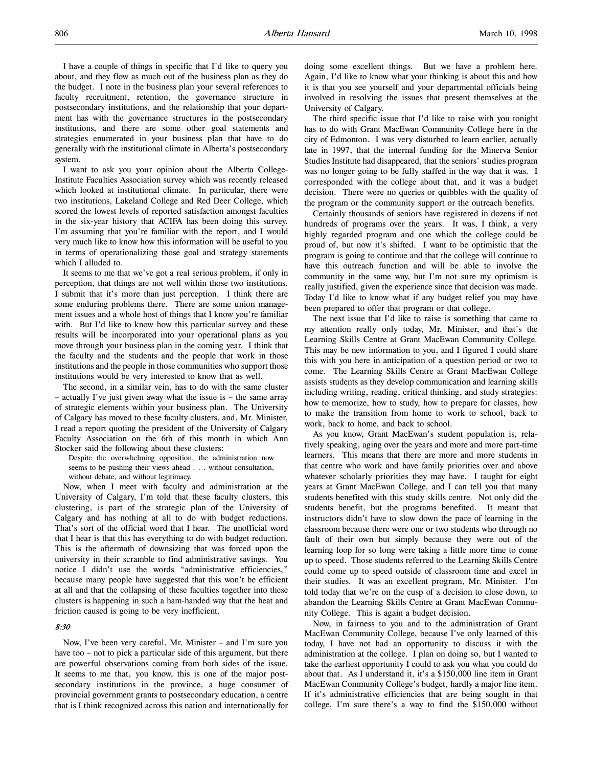I have a couple of things in specific that I'd like to query you about, and they flow as much out of the business plan as they do the budget. I note in the business plan your several references to faculty recruitment, retention, the governance structure in postsecondary institutions, and the relationship that your department has with the governance structures in the postsecondary institutions, and there are some other goal statements and strategies enumerated in your business plan that have to do generally with the institutional climate in Alberta's postsecondary system.

I want to ask you your opinion about the Alberta College-Institute Faculties Association survey which was recently released which looked at institutional climate. In particular, there were two institutions, Lakeland College and Red Deer College, which scored the lowest levels of reported satisfaction amongst faculties in the six-year history that ACIFA has been doing this survey. I'm assuming that you're familiar with the report, and I would very much like to know how this information will be useful to you in terms of operationalizing those goal and strategy statements which I alluded to.

It seems to me that we've got a real serious problem, if only in perception, that things are not well within those two institutions. I submit that it's more than just perception. I think there are some enduring problems there. There are some union management issues and a whole host of things that I know you're familiar with. But I'd like to know how this particular survey and these results will be incorporated into your operational plans as you move through your business plan in the coming year. I think that the faculty and the students and the people that work in those institutions and the people in those communities who support those institutions would be very interested to know that as well.

The second, in a similar vein, has to do with the same cluster – actually I've just given away what the issue is – the same array of strategic elements within your business plan. The University of Calgary has moved to these faculty clusters, and, Mr. Minister, I read a report quoting the president of the University of Calgary Faculty Association on the 6th of this month in which Ann Stocker said the following about these clusters:

> Despite the overwhelming opposition, the administration now seems to be pushing their views ahead . . . without consultation, without debate, and without legitimacy.

Now, when I meet with faculty and administration at the University of Calgary, I'm told that these faculty clusters, this clustering, is part of the strategic plan of the University of Calgary and has nothing at all to do with budget reductions. That's sort of the official word that I hear. The unofficial word that I hear is that this has everything to do with budget reduction. This is the aftermath of downsizing that was forced upon the university in their scramble to find administrative savings. You notice I didn't use the words "administrative efficiencies," because many people have suggested that this won't be efficient at all and that the collapsing of these faculties together into these clusters is happening in such a ham-handed way that the heat and friction caused is going to be very inefficient.

*8:30*

Now, I've been very careful, Mr. Minister – and I'm sure you have too – not to pick a particular side of this argument, but there are powerful observations coming from both sides of the issue. It seems to me that, you know, this is one of the major postsecondary institutions in the province, a huge consumer of provincial government grants to postsecondary education, a centre that is I think recognized across this nation and internationally for doing some excellent things. But we have a problem here. Again, I'd like to know what your thinking is about this and how it is that you see yourself and your departmental officials being involved in resolving the issues that present themselves at the University of Calgary.

The third specific issue that I'd like to raise with you tonight has to do with Grant MacEwan Community College here in the city of Edmonton. I was very disturbed to learn earlier, actually late in 1997, that the internal funding for the Minerva Senior Studies Institute had disappeared, that the seniors' studies program was no longer going to be fully staffed in the way that it was. I corresponded with the college about that, and it was a budget decision. There were no queries or quibbles with the quality of the program or the community support or the outreach benefits.

Certainly thousands of seniors have registered in dozens if not hundreds of programs over the years. It was, I think, a very highly regarded program and one which the college could be proud of, but now it's shifted. I want to be optimistic that the program is going to continue and that the college will continue to have this outreach function and will be able to involve the community in the same way, but I'm not sure my optimism is really justified, given the experience since that decision was made. Today I'd like to know what if any budget relief you may have been prepared to offer that program or that college.

The next issue that I'd like to raise is something that came to my attention really only today, Mr. Minister, and that's the Learning Skills Centre at Grant MacEwan Community College. This may be new information to you, and I figured I could share this with you here in anticipation of a question period or two to come. The Learning Skills Centre at Grant MacEwan College assists students as they develop communication and learning skills including writing, reading, critical thinking, and study strategies: how to memorize, how to study, how to prepare for classes, how to make the transition from home to work to school, back to work, back to home, and back to school.

As you know, Grant MacEwan's student population is, relatively speaking, aging over the years and more and more part-time learners. This means that there are more and more students in that centre who work and have family priorities over and above whatever scholarly priorities they may have. I taught for eight years at Grant MacEwan College, and I can tell you that many students benefited with this study skills centre. Not only did the students benefit, but the programs benefited. It meant that instructors didn't have to slow down the pace of learning in the classroom because there were one or two students who through no fault of their own but simply because they were out of the learning loop for so long were taking a little more time to come up to speed. Those students referred to the Learning Skills Centre could come up to speed outside of classroom time and excel in their studies. It was an excellent program, Mr. Minister. I'm told today that we're on the cusp of a decision to close down, to abandon the Learning Skills Centre at Grant MacEwan Community College. This is again a budget decision.

Now, in fairness to you and to the administration of Grant MacEwan Community College, because I've only learned of this today, I have not had an opportunity to discuss it with the administration at the college. I plan on doing so, but I wanted to take the earliest opportunity I could to ask you what you could do about that. As I understand it, it's a $150,000 line item in Grant MacEwan Community College's budget, hardly a major line item. If it's administrative efficiencies that are being sought in that college, I'm sure there's a way to find the $150,000 without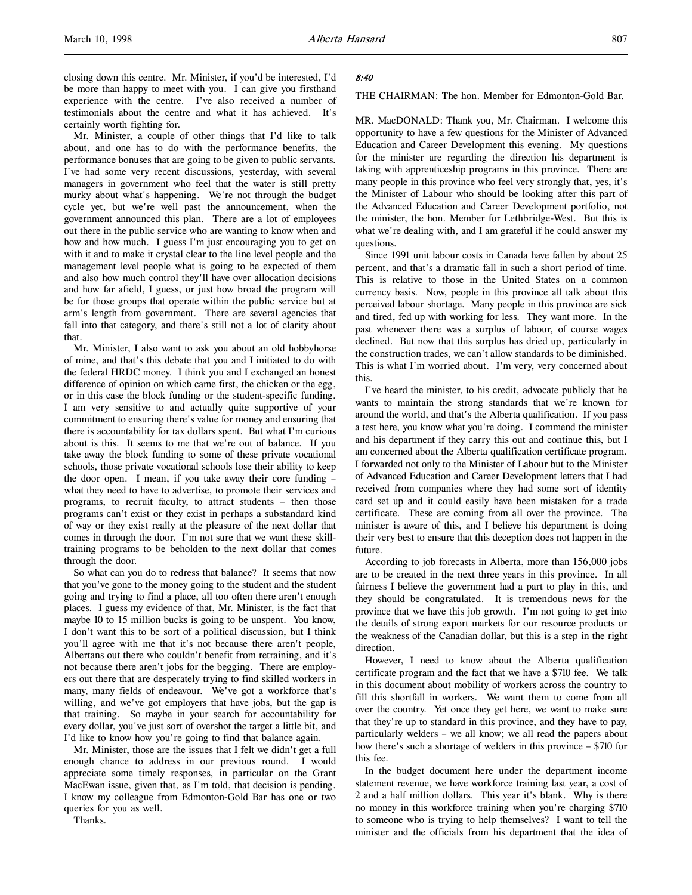closing down this centre. Mr. Minister, if you'd be interested, I'd be more than happy to meet with you. I can give you firsthand experience with the centre. I've also received a number of testimonials about the centre and what it has achieved. It's certainly worth fighting for.

Mr. Minister, a couple of other things that I'd like to talk about, and one has to do with the performance benefits, the performance bonuses that are going to be given to public servants. I've had some very recent discussions, yesterday, with several managers in government who feel that the water is still pretty murky about what's happening. We're not through the budget cycle yet, but we're well past the announcement, when the government announced this plan. There are a lot of employees out there in the public service who are wanting to know when and how and how much. I guess I'm just encouraging you to get on with it and to make it crystal clear to the line level people and the management level people what is going to be expected of them and also how much control they'll have over allocation decisions and how far afield, I guess, or just how broad the program will be for those groups that operate within the public service but at arm's length from government. There are several agencies that fall into that category, and there's still not a lot of clarity about that.

Mr. Minister, I also want to ask you about an old hobbyhorse of mine, and that's this debate that you and I initiated to do with the federal HRDC money. I think you and I exchanged an honest difference of opinion on which came first, the chicken or the egg, or in this case the block funding or the student-specific funding. I am very sensitive to and actually quite supportive of your commitment to ensuring there's value for money and ensuring that there is accountability for tax dollars spent. But what I'm curious about is this. It seems to me that we're out of balance. If you take away the block funding to some of these private vocational schools, those private vocational schools lose their ability to keep the door open. I mean, if you take away their core funding – what they need to have to advertise, to promote their services and programs, to recruit faculty, to attract students – then those programs can't exist or they exist in perhaps a substandard kind of way or they exist really at the pleasure of the next dollar that comes in through the door. I'm not sure that we want these skill-training programs to be beholden to the next dollar that comes through the door.

So what can you do to redress that balance? It seems that now that you've gone to the money going to the student and the student going and trying to find a place, all too often there aren't enough places. I guess my evidence of that, Mr. Minister, is the fact that maybe 10 to 15 million bucks is going to be unspent. You know, I don't want this to be sort of a political discussion, but I think you'll agree with me that it's not because there aren't people, Albertans out there who couldn't benefit from retraining, and it's not because there aren't jobs for the begging. There are employers out there that are desperately trying to find skilled workers in many, many fields of endeavour. We've got a workforce that's willing, and we've got employers that have jobs, but the gap is that training. So maybe in your search for accountability for every dollar, you've just sort of overshot the target a little bit, and I'd like to know how you're going to find that balance again.

Mr. Minister, those are the issues that I felt we didn't get a full enough chance to address in our previous round. I would appreciate some timely responses, in particular on the Grant MacEwan issue, given that, as I'm told, that decision is pending. I know my colleague from Edmonton-Gold Bar has one or two queries for you as well.

Thanks.

*8:40*

THE CHAIRMAN: The hon. Member for Edmonton-Gold Bar.

MR. MacDONALD: Thank you, Mr. Chairman. I welcome this opportunity to have a few questions for the Minister of Advanced Education and Career Development this evening. My questions for the minister are regarding the direction his department is taking with apprenticeship programs in this province. There are many people in this province who feel very strongly that, yes, it's the Minister of Labour who should be looking after this part of the Advanced Education and Career Development portfolio, not the minister, the hon. Member for Lethbridge-West. But this is what we're dealing with, and I am grateful if he could answer my questions.

Since 1991 unit labour costs in Canada have fallen by about 25 percent, and that's a dramatic fall in such a short period of time. This is relative to those in the United States on a common currency basis. Now, people in this province all talk about this perceived labour shortage. Many people in this province are sick and tired, fed up with working for less. They want more. In the past whenever there was a surplus of labour, of course wages declined. But now that this surplus has dried up, particularly in the construction trades, we can't allow standards to be diminished. This is what I'm worried about. I'm very, very concerned about this.

I've heard the minister, to his credit, advocate publicly that he wants to maintain the strong standards that we're known for around the world, and that's the Alberta qualification. If you pass a test here, you know what you're doing. I commend the minister and his department if they carry this out and continue this, but I am concerned about the Alberta qualification certificate program. I forwarded not only to the Minister of Labour but to the Minister of Advanced Education and Career Development letters that I had received from companies where they had some sort of identity card set up and it could easily have been mistaken for a trade certificate. These are coming from all over the province. The minister is aware of this, and I believe his department is doing their very best to ensure that this deception does not happen in the future.

According to job forecasts in Alberta, more than 156,000 jobs are to be created in the next three years in this province. In all fairness I believe the government had a part to play in this, and they should be congratulated. It is tremendous news for the province that we have this job growth. I'm not going to get into the details of strong export markets for our resource products or the weakness of the Canadian dollar, but this is a step in the right direction.

However, I need to know about the Alberta qualification certificate program and the fact that we have a $710 fee. We talk in this document about mobility of workers across the country to fill this shortfall in workers. We want them to come from all over the country. Yet once they get here, we want to make sure that they're up to standard in this province, and they have to pay, particularly welders – we all know; we all read the papers about how there's such a shortage of welders in this province – $710 for this fee.

In the budget document here under the department income statement revenue, we have workforce training last year, a cost of 2 and a half million dollars. This year it's blank. Why is there no money in this workforce training when you're charging $710 to someone who is trying to help themselves? I want to tell the minister and the officials from his department that the idea of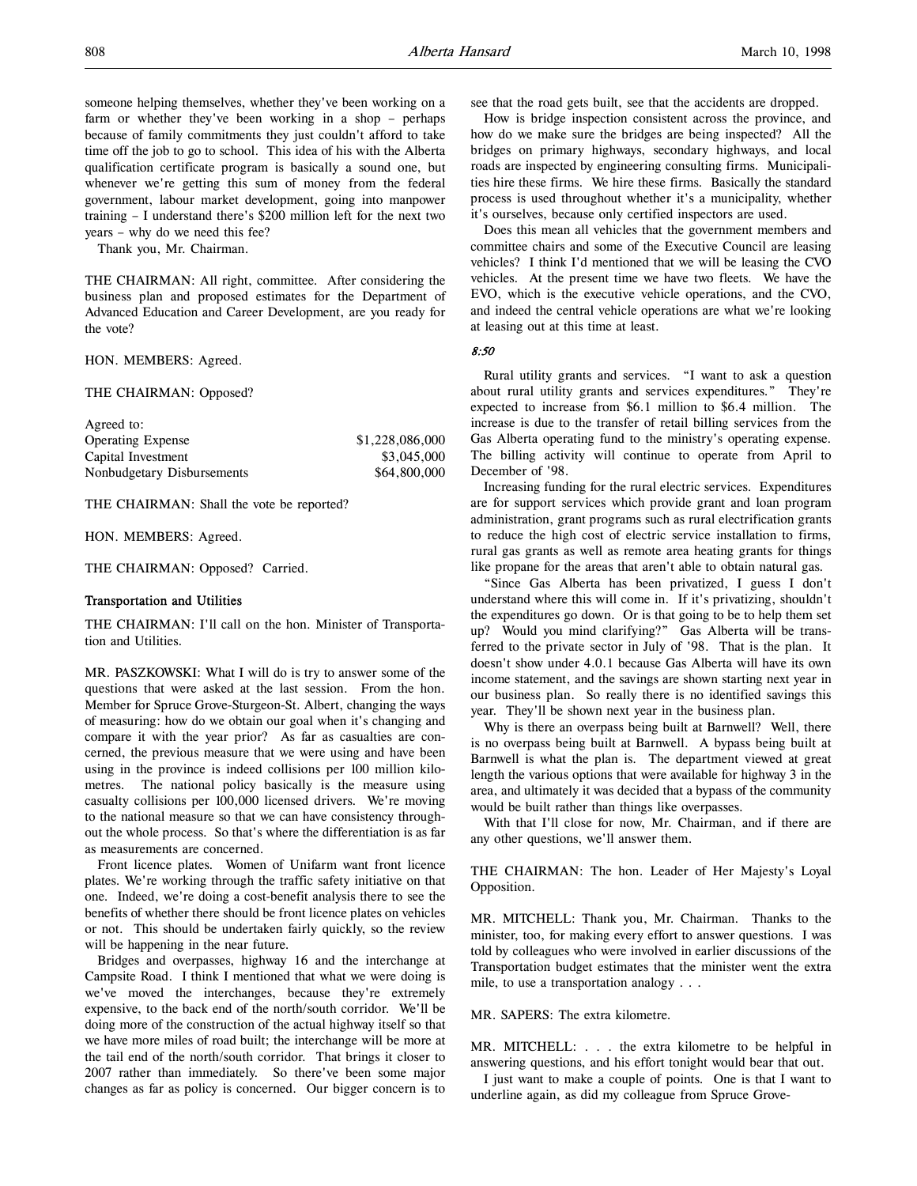someone helping themselves, whether they've been working on a farm or whether they've been working in a shop – perhaps because of family commitments they just couldn't afford to take time off the job to go to school. This idea of his with the Alberta qualification certificate program is basically a sound one, but whenever we're getting this sum of money from the federal government, labour market development, going into manpower training – I understand there's $200 million left for the next two years – why do we need this fee?

Thank you, Mr. Chairman.

THE CHAIRMAN: All right, committee. After considering the business plan and proposed estimates for the Department of Advanced Education and Career Development, are you ready for the vote?

HON. MEMBERS: Agreed.

THE CHAIRMAN: Opposed?

| Agreed to: | |
|---|---|
| Operating Expense | $1,228,086,000 |
| Capital Investment | $3,045,000 |
| Nonbudgetary Disbursements | $64,800,000 |

THE CHAIRMAN: Shall the vote be reported?

HON. MEMBERS: Agreed.

THE CHAIRMAN: Opposed? Carried.

### Transportation and Utilities

THE CHAIRMAN: I'll call on the hon. Minister of Transportation and Utilities.

MR. PASZKOWSKI: What I will do is try to answer some of the questions that were asked at the last session. From the hon. Member for Spruce Grove-Sturgeon-St. Albert, changing the ways of measuring: how do we obtain our goal when it's changing and compare it with the year prior? As far as casualties are concerned, the previous measure that we were using and have been using in the province is indeed collisions per 100 million kilometres. The national policy basically is the measure using casualty collisions per 100,000 licensed drivers. We're moving to the national measure so that we can have consistency throughout the whole process. So that's where the differentiation is as far as measurements are concerned.

Front licence plates. Women of Unifarm want front licence plates. We're working through the traffic safety initiative on that one. Indeed, we're doing a cost-benefit analysis there to see the benefits of whether there should be front licence plates on vehicles or not. This should be undertaken fairly quickly, so the review will be happening in the near future.

Bridges and overpasses, highway 16 and the interchange at Campsite Road. I think I mentioned that what we were doing is we've moved the interchanges, because they're extremely expensive, to the back end of the north/south corridor. We'll be doing more of the construction of the actual highway itself so that we have more miles of road built; the interchange will be more at the tail end of the north/south corridor. That brings it closer to 2007 rather than immediately. So there've been some major changes as far as policy is concerned. Our bigger concern is to see that the road gets built, see that the accidents are dropped.

How is bridge inspection consistent across the province, and how do we make sure the bridges are being inspected? All the bridges on primary highways, secondary highways, and local roads are inspected by engineering consulting firms. Municipalities hire these firms. We hire these firms. Basically the standard process is used throughout whether it's a municipality, whether it's ourselves, because only certified inspectors are used.

Does this mean all vehicles that the government members and committee chairs and some of the Executive Council are leasing vehicles? I think I'd mentioned that we will be leasing the CVO vehicles. At the present time we have two fleets. We have the EVO, which is the executive vehicle operations, and the CVO, and indeed the central vehicle operations are what we're looking at leasing out at this time at least.

*8:50*

Rural utility grants and services. "I want to ask a question about rural utility grants and services expenditures." They're expected to increase from $6.1 million to $6.4 million. The increase is due to the transfer of retail billing services from the Gas Alberta operating fund to the ministry's operating expense. The billing activity will continue to operate from April to December of '98.

Increasing funding for the rural electric services. Expenditures are for support services which provide grant and loan program administration, grant programs such as rural electrification grants to reduce the high cost of electric service installation to firms, rural gas grants as well as remote area heating grants for things like propane for the areas that aren't able to obtain natural gas.

"Since Gas Alberta has been privatized, I guess I don't understand where this will come in. If it's privatizing, shouldn't the expenditures go down. Or is that going to be to help them set up? Would you mind clarifying?" Gas Alberta will be transferred to the private sector in July of '98. That is the plan. It doesn't show under 4.0.1 because Gas Alberta will have its own income statement, and the savings are shown starting next year in our business plan. So really there is no identified savings this year. They'll be shown next year in the business plan.

Why is there an overpass being built at Barnwell? Well, there is no overpass being built at Barnwell. A bypass being built at Barnwell is what the plan is. The department viewed at great length the various options that were available for highway 3 in the area, and ultimately it was decided that a bypass of the community would be built rather than things like overpasses.

With that I'll close for now, Mr. Chairman, and if there are any other questions, we'll answer them.

THE CHAIRMAN: The hon. Leader of Her Majesty's Loyal Opposition.

MR. MITCHELL: Thank you, Mr. Chairman. Thanks to the minister, too, for making every effort to answer questions. I was told by colleagues who were involved in earlier discussions of the Transportation budget estimates that the minister went the extra mile, to use a transportation analogy . . .

MR. SAPERS: The extra kilometre.

MR. MITCHELL: . . . the extra kilometre to be helpful in answering questions, and his effort tonight would bear that out.

I just want to make a couple of points. One is that I want to underline again, as did my colleague from Spruce Grove-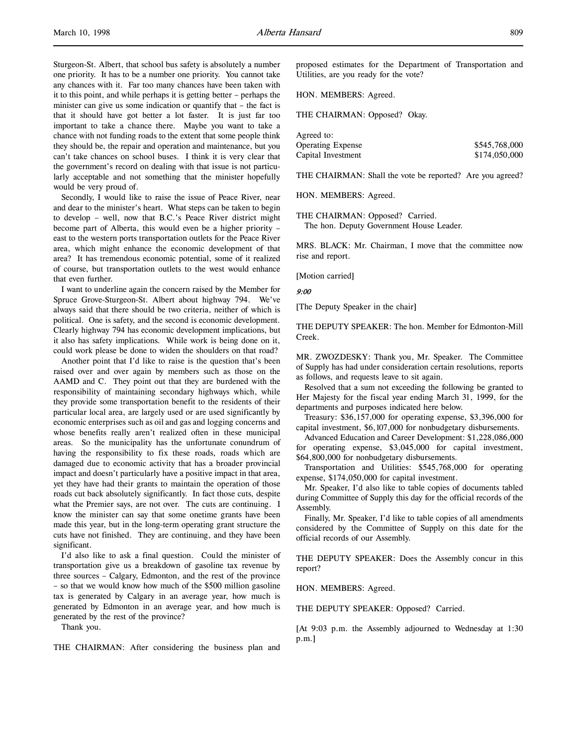Sturgeon-St. Albert, that school bus safety is absolutely a number one priority. It has to be a number one priority. You cannot take any chances with it. Far too many chances have been taken with it to this point, and while perhaps it is getting better – perhaps the minister can give us some indication or quantify that – the fact is that it should have got better a lot faster. It is just far too important to take a chance there. Maybe you want to take a chance with not funding roads to the extent that some people think they should be, the repair and operation and maintenance, but you can't take chances on school buses. I think it is very clear that the government's record on dealing with that issue is not particularly acceptable and not something that the minister hopefully would be very proud of.

Secondly, I would like to raise the issue of Peace River, near and dear to the minister's heart. What steps can be taken to begin to develop – well, now that B.C.'s Peace River district might become part of Alberta, this would even be a higher priority – east to the western ports transportation outlets for the Peace River area, which might enhance the economic development of that area? It has tremendous economic potential, some of it realized of course, but transportation outlets to the west would enhance that even further.

I want to underline again the concern raised by the Member for Spruce Grove-Sturgeon-St. Albert about highway 794. We've always said that there should be two criteria, neither of which is political. One is safety, and the second is economic development. Clearly highway 794 has economic development implications, but it also has safety implications. While work is being done on it, could work please be done to widen the shoulders on that road?

Another point that I'd like to raise is the question that's been raised over and over again by members such as those on the AAMD and C. They point out that they are burdened with the responsibility of maintaining secondary highways which, while they provide some transportation benefit to the residents of their particular local area, are largely used or are used significantly by economic enterprises such as oil and gas and logging concerns and whose benefits really aren't realized often in these municipal areas. So the municipality has the unfortunate conundrum of having the responsibility to fix these roads, roads which are damaged due to economic activity that has a broader provincial impact and doesn't particularly have a positive impact in that area, yet they have had their grants to maintain the operation of those roads cut back absolutely significantly. In fact those cuts, despite what the Premier says, are not over. The cuts are continuing. I know the minister can say that some onetime grants have been made this year, but in the long-term operating grant structure the cuts have not finished. They are continuing, and they have been significant.

I'd also like to ask a final question. Could the minister of transportation give us a breakdown of gasoline tax revenue by three sources – Calgary, Edmonton, and the rest of the province – so that we would know how much of the $500 million gasoline tax is generated by Calgary in an average year, how much is generated by Edmonton in an average year, and how much is generated by the rest of the province?

Thank you.

THE CHAIRMAN: After considering the business plan and proposed estimates for the Department of Transportation and Utilities, are you ready for the vote?

HON. MEMBERS: Agreed.

THE CHAIRMAN: Opposed? Okay.

| | |
|---|---|
| Agreed to: | |
| Operating Expense | $545,768,000 |
| Capital Investment | $174,050,000 |

THE CHAIRMAN: Shall the vote be reported? Are you agreed?

HON. MEMBERS: Agreed.

THE CHAIRMAN: Opposed? Carried.

The hon. Deputy Government House Leader.

MRS. BLACK: Mr. Chairman, I move that the committee now rise and report.

[Motion carried]

*9:00*

[The Deputy Speaker in the chair]

THE DEPUTY SPEAKER: The hon. Member for Edmonton-Mill Creek.

MR. ZWOZDESKY: Thank you, Mr. Speaker. The Committee of Supply has had under consideration certain resolutions, reports as follows, and requests leave to sit again.

Resolved that a sum not exceeding the following be granted to Her Majesty for the fiscal year ending March 31, 1999, for the departments and purposes indicated here below.

Treasury: $36,157,000 for operating expense, $3,396,000 for capital investment, $6,107,000 for nonbudgetary disbursements.

Advanced Education and Career Development: $1,228,086,000 for operating expense, $3,045,000 for capital investment, $64,800,000 for nonbudgetary disbursements.

Transportation and Utilities: $545,768,000 for operating expense, $174,050,000 for capital investment.

Mr. Speaker, I'd also like to table copies of documents tabled during Committee of Supply this day for the official records of the Assembly.

Finally, Mr. Speaker, I'd like to table copies of all amendments considered by the Committee of Supply on this date for the official records of our Assembly.

THE DEPUTY SPEAKER: Does the Assembly concur in this report?

HON. MEMBERS: Agreed.

THE DEPUTY SPEAKER: Opposed? Carried.

[At 9:03 p.m. the Assembly adjourned to Wednesday at 1:30 p.m.]